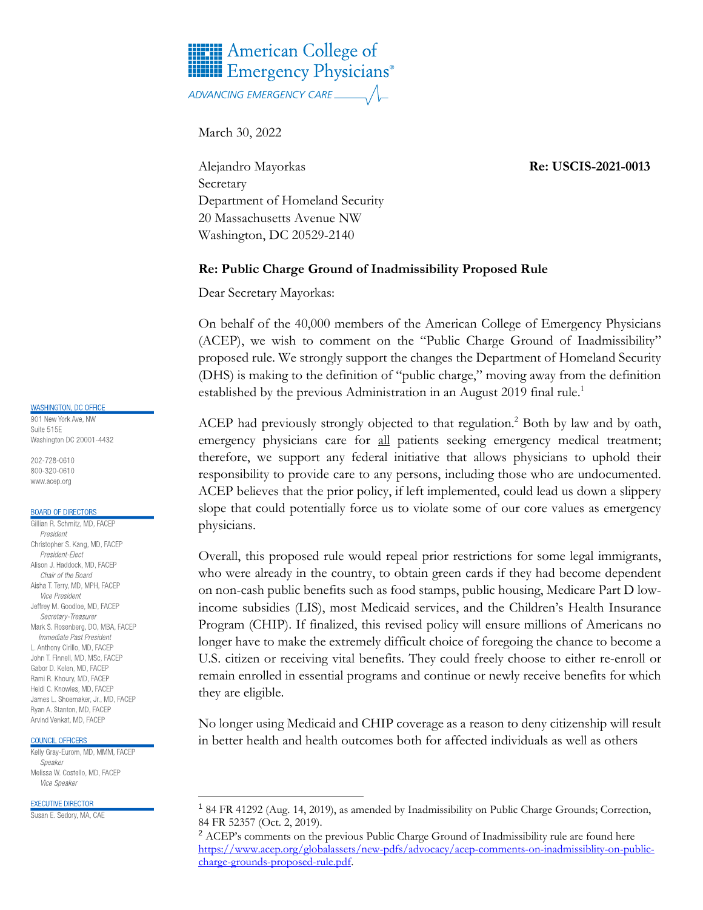American College of Emergency Physicians®

ADVANCING EMERGENCY CARE

March 30, 2022

Alejandro Mayorkas
Secretary
Department of Homeland Security
20 Massachusetts Avenue NW
Washington, DC 20529-2140

**Re: USCIS-2021-0013**

**Re: Public Charge Ground of Inadmissibility Proposed Rule**

Dear Secretary Mayorkas:

On behalf of the 40,000 members of the American College of Emergency Physicians (ACEP), we wish to comment on the "Public Charge Ground of Inadmissibility" proposed rule. We strongly support the changes the Department of Homeland Security (DHS) is making to the definition of "public charge," moving away from the definition established by the previous Administration in an August 2019 final rule.[1]

ACEP had previously strongly objected to that regulation.[2] Both by law and by oath, emergency physicians care for all patients seeking emergency medical treatment; therefore, we support any federal initiative that allows physicians to uphold their responsibility to provide care to any persons, including those who are undocumented. ACEP believes that the prior policy, if left implemented, could lead us down a slippery slope that could potentially force us to violate some of our core values as emergency physicians.

Overall, this proposed rule would repeal prior restrictions for some legal immigrants, who were already in the country, to obtain green cards if they had become dependent on non-cash public benefits such as food stamps, public housing, Medicare Part D low-income subsidies (LIS), most Medicaid services, and the Children's Health Insurance Program (CHIP). If finalized, this revised policy will ensure millions of Americans no longer have to make the extremely difficult choice of foregoing the chance to become a U.S. citizen or receiving vital benefits. They could freely choose to either re-enroll or remain enrolled in essential programs and continue or newly receive benefits for which they are eligible.

No longer using Medicaid and CHIP coverage as a reason to deny citizenship will result in better health and health outcomes both for affected individuals as well as others

WASHINGTON, DC OFFICE
901 New York Ave, NW
Suite 515E
Washington DC 20001-4432

202-728-0610
800-320-0610
www.acep.org

BOARD OF DIRECTORS
Gillian R. Schmitz, MD, FACEP
*President*
Christopher S. Kang, MD, FACEP
*President-Elect*
Alison J. Haddock, MD, FACEP
*Chair of the Board*
Aisha T. Terry, MD, MPH, FACEP
*Vice President*
Jeffrey M. Goodloe, MD, FACEP
*Secretary-Treasurer*
Mark S. Rosenberg, DO, MBA, FACEP
*Immediate Past President*
L. Anthony Cirillo, MD, FACEP
John T. Finnell, MD, MSc, FACEP
Gabor D. Kelen, MD, FACEP
Rami R. Khoury, MD, FACEP
Heidi C. Knowles, MD, FACEP
James L. Shoemaker, Jr., MD, FACEP
Ryan A. Stanton, MD, FACEP
Arvind Venkat, MD, FACEP

COUNCIL OFFICERS
Kelly Gray-Eurom, MD, MMM, FACEP
*Speaker*
Melissa W. Costello, MD, FACEP
*Vice Speaker*

EXECUTIVE DIRECTOR
Susan E. Sedory, MA, CAE

---

[1] 84 FR 41292 (Aug. 14, 2019), as amended by Inadmissibility on Public Charge Grounds; Correction, 84 FR 52357 (Oct. 2, 2019).

[2] ACEP's comments on the previous Public Charge Ground of Inadmissibility rule are found here https://www.acep.org/globalassets/new-pdfs/advocacy/acep-comments-on-inadmissiblity-on-public-charge-grounds-proposed-rule.pdf.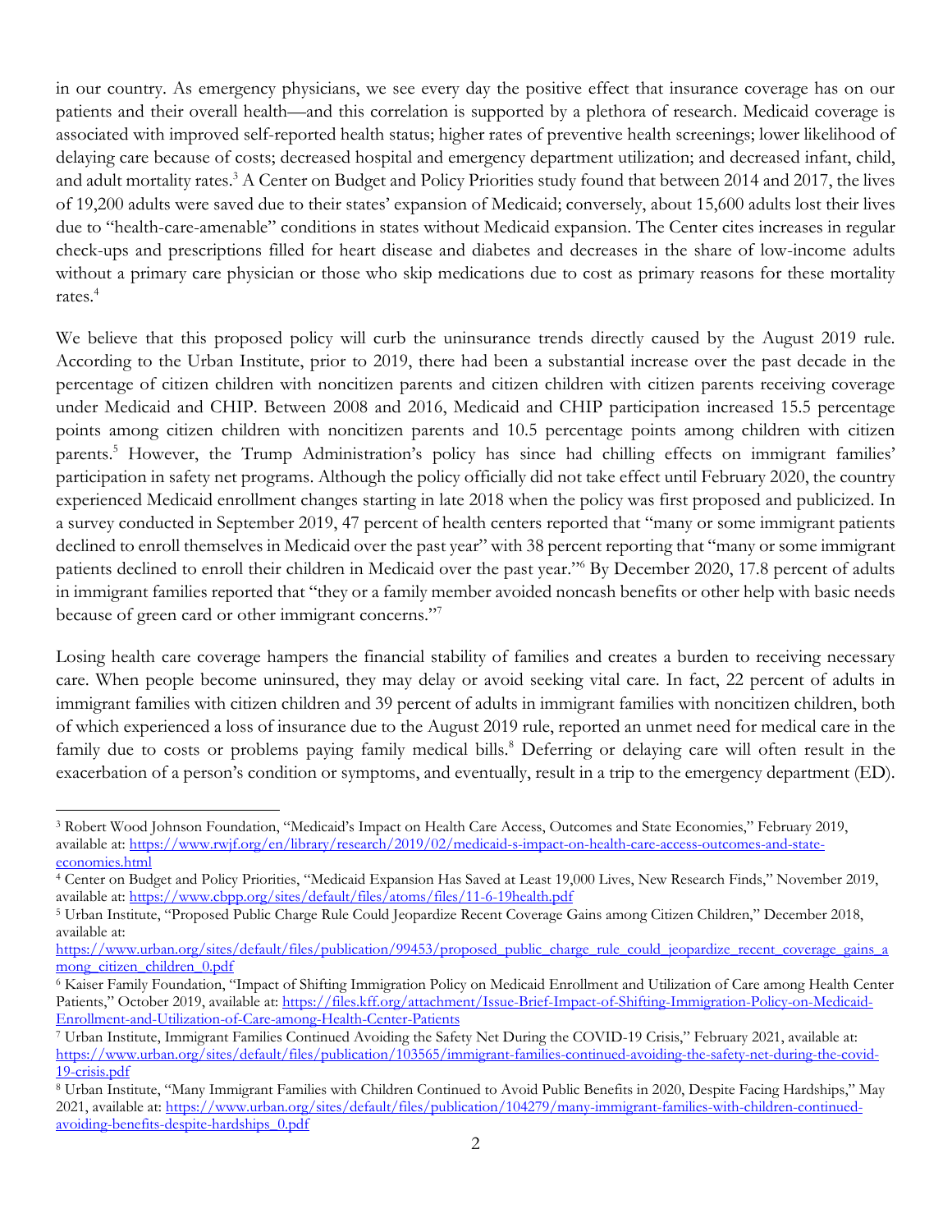in our country. As emergency physicians, we see every day the positive effect that insurance coverage has on our patients and their overall health—and this correlation is supported by a plethora of research. Medicaid coverage is associated with improved self-reported health status; higher rates of preventive health screenings; lower likelihood of delaying care because of costs; decreased hospital and emergency department utilization; and decreased infant, child, and adult mortality rates.[3] A Center on Budget and Policy Priorities study found that between 2014 and 2017, the lives of 19,200 adults were saved due to their states' expansion of Medicaid; conversely, about 15,600 adults lost their lives due to "health-care-amenable" conditions in states without Medicaid expansion. The Center cites increases in regular check-ups and prescriptions filled for heart disease and diabetes and decreases in the share of low-income adults without a primary care physician or those who skip medications due to cost as primary reasons for these mortality rates.[4]

We believe that this proposed policy will curb the uninsurance trends directly caused by the August 2019 rule. According to the Urban Institute, prior to 2019, there had been a substantial increase over the past decade in the percentage of citizen children with noncitizen parents and citizen children with citizen parents receiving coverage under Medicaid and CHIP. Between 2008 and 2016, Medicaid and CHIP participation increased 15.5 percentage points among citizen children with noncitizen parents and 10.5 percentage points among children with citizen parents.[5] However, the Trump Administration's policy has since had chilling effects on immigrant families' participation in safety net programs. Although the policy officially did not take effect until February 2020, the country experienced Medicaid enrollment changes starting in late 2018 when the policy was first proposed and publicized. In a survey conducted in September 2019, 47 percent of health centers reported that "many or some immigrant patients declined to enroll themselves in Medicaid over the past year" with 38 percent reporting that "many or some immigrant patients declined to enroll their children in Medicaid over the past year."[6] By December 2020, 17.8 percent of adults in immigrant families reported that "they or a family member avoided noncash benefits or other help with basic needs because of green card or other immigrant concerns."[7]

Losing health care coverage hampers the financial stability of families and creates a burden to receiving necessary care. When people become uninsured, they may delay or avoid seeking vital care. In fact, 22 percent of adults in immigrant families with citizen children and 39 percent of adults in immigrant families with noncitizen children, both of which experienced a loss of insurance due to the August 2019 rule, reported an unmet need for medical care in the family due to costs or problems paying family medical bills.[8] Deferring or delaying care will often result in the exacerbation of a person's condition or symptoms, and eventually, result in a trip to the emergency department (ED).

---

[3] Robert Wood Johnson Foundation, "Medicaid's Impact on Health Care Access, Outcomes and State Economies," February 2019, available at: https://www.rwjf.org/en/library/research/2019/02/medicaid-s-impact-on-health-care-access-outcomes-and-state-economies.html

[4] Center on Budget and Policy Priorities, "Medicaid Expansion Has Saved at Least 19,000 Lives, New Research Finds," November 2019, available at: https://www.cbpp.org/sites/default/files/atoms/files/11-6-19health.pdf

[5] Urban Institute, "Proposed Public Charge Rule Could Jeopardize Recent Coverage Gains among Citizen Children," December 2018, available at: https://www.urban.org/sites/default/files/publication/99453/proposed_public_charge_rule_could_jeopardize_recent_coverage_gains_among_citizen_children_0.pdf

[6] Kaiser Family Foundation, "Impact of Shifting Immigration Policy on Medicaid Enrollment and Utilization of Care among Health Center Patients," October 2019, available at: https://files.kff.org/attachment/Issue-Brief-Impact-of-Shifting-Immigration-Policy-on-Medicaid-Enrollment-and-Utilization-of-Care-among-Health-Center-Patients

[7] Urban Institute, Immigrant Families Continued Avoiding the Safety Net During the COVID-19 Crisis," February 2021, available at: https://www.urban.org/sites/default/files/publication/103565/immigrant-families-continued-avoiding-the-safety-net-during-the-covid-19-crisis.pdf

[8] Urban Institute, "Many Immigrant Families with Children Continued to Avoid Public Benefits in 2020, Despite Facing Hardships," May 2021, available at: https://www.urban.org/sites/default/files/publication/104279/many-immigrant-families-with-children-continued-avoiding-benefits-despite-hardships_0.pdf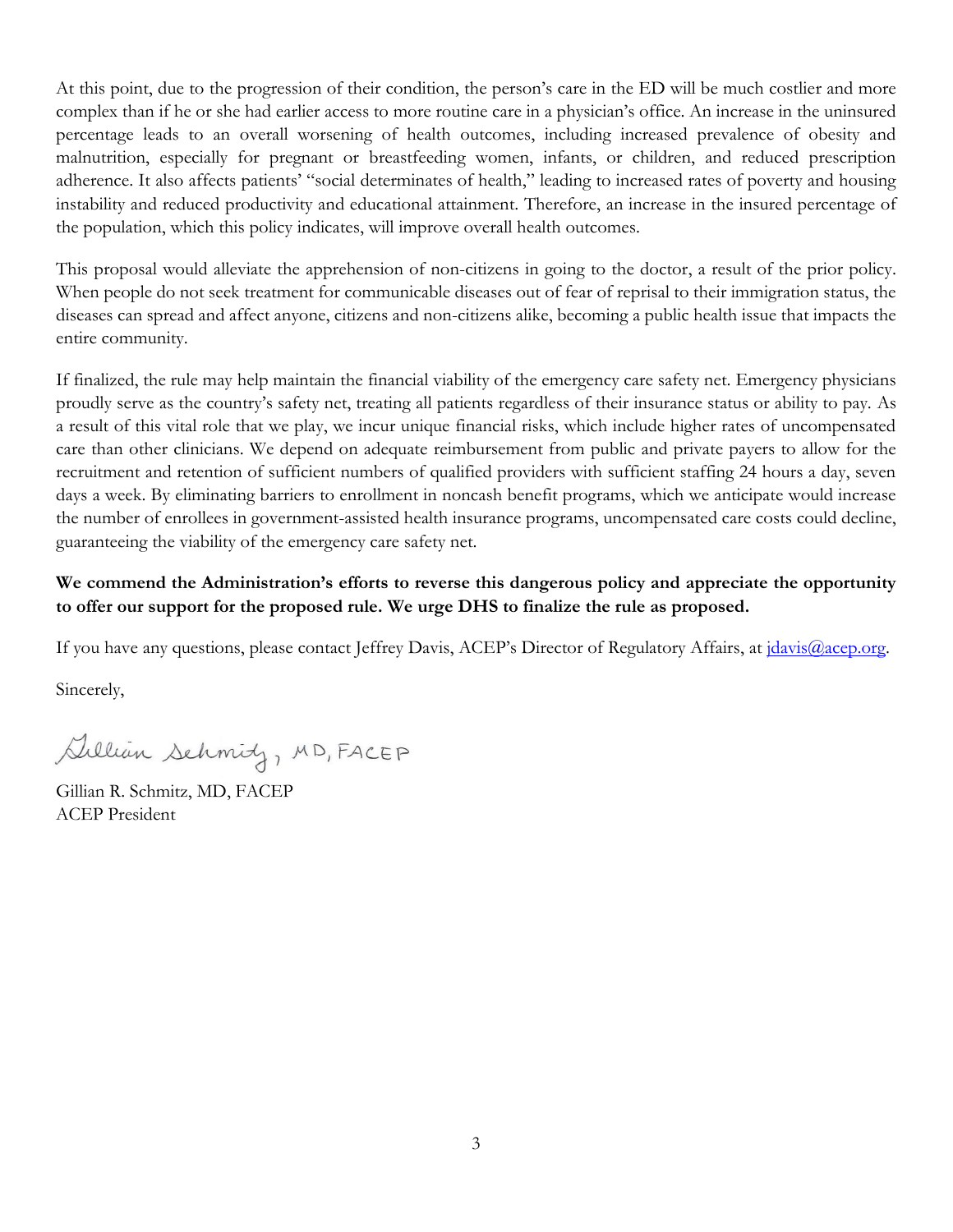At this point, due to the progression of their condition, the person's care in the ED will be much costlier and more complex than if he or she had earlier access to more routine care in a physician's office. An increase in the uninsured percentage leads to an overall worsening of health outcomes, including increased prevalence of obesity and malnutrition, especially for pregnant or breastfeeding women, infants, or children, and reduced prescription adherence. It also affects patients' "social determinates of health," leading to increased rates of poverty and housing instability and reduced productivity and educational attainment. Therefore, an increase in the insured percentage of the population, which this policy indicates, will improve overall health outcomes.

This proposal would alleviate the apprehension of non-citizens in going to the doctor, a result of the prior policy. When people do not seek treatment for communicable diseases out of fear of reprisal to their immigration status, the diseases can spread and affect anyone, citizens and non-citizens alike, becoming a public health issue that impacts the entire community.

If finalized, the rule may help maintain the financial viability of the emergency care safety net. Emergency physicians proudly serve as the country's safety net, treating all patients regardless of their insurance status or ability to pay. As a result of this vital role that we play, we incur unique financial risks, which include higher rates of uncompensated care than other clinicians. We depend on adequate reimbursement from public and private payers to allow for the recruitment and retention of sufficient numbers of qualified providers with sufficient staffing 24 hours a day, seven days a week. By eliminating barriers to enrollment in noncash benefit programs, which we anticipate would increase the number of enrollees in government-assisted health insurance programs, uncompensated care costs could decline, guaranteeing the viability of the emergency care safety net.

**We commend the Administration's efforts to reverse this dangerous policy and appreciate the opportunity to offer our support for the proposed rule. We urge DHS to finalize the rule as proposed.**

If you have any questions, please contact Jeffrey Davis, ACEP's Director of Regulatory Affairs, at jdavis@acep.org.

Sincerely,

Gillian Schmitz, MD, FACEP

Gillian R. Schmitz, MD, FACEP
ACEP President